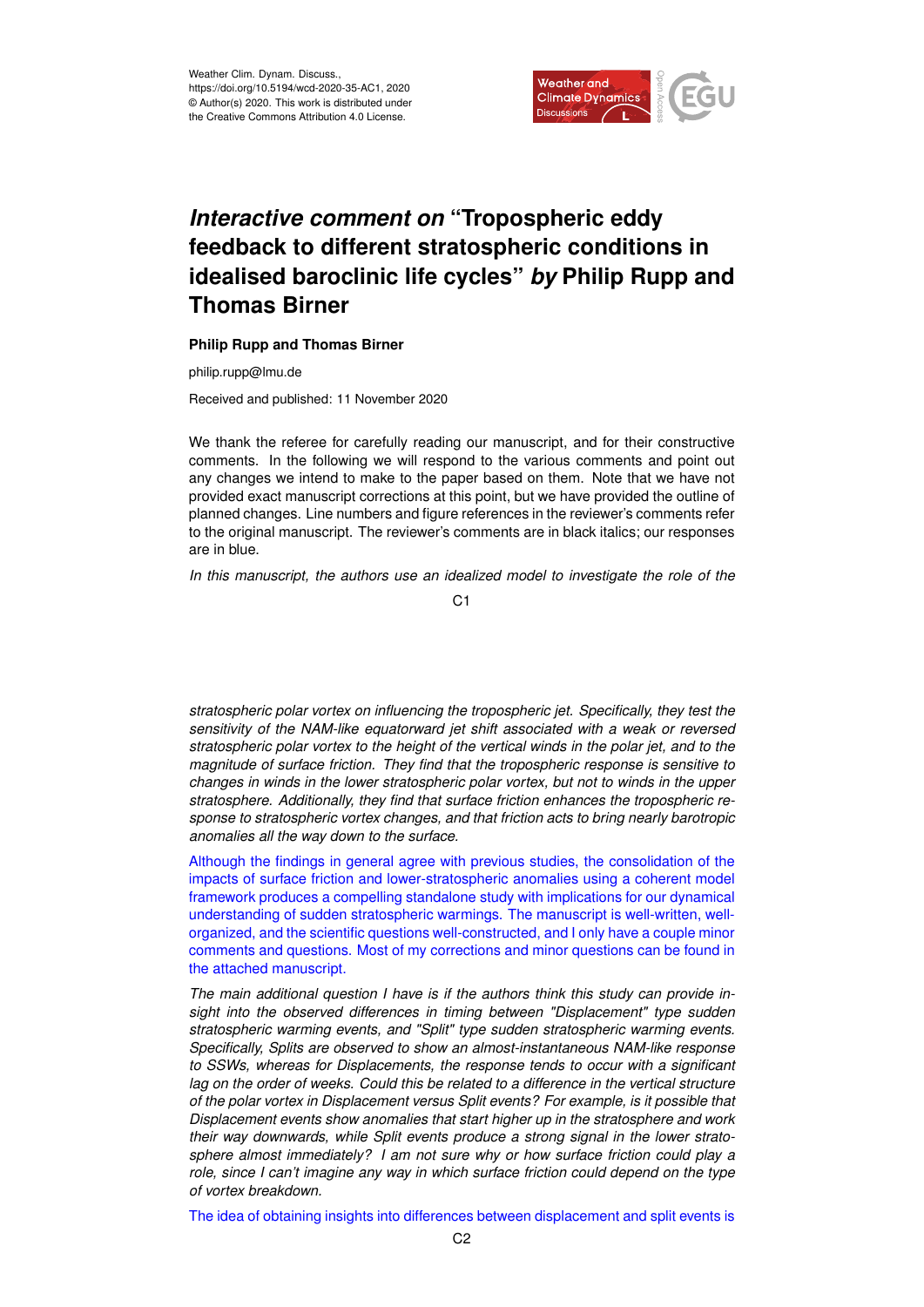Weather Clim. Dynam. Discuss.,
https://doi.org/10.5194/wcd-2020-35-AC1, 2020
© Author(s) 2020. This work is distributed under
the Creative Commons Attribution 4.0 License.

# *Interactive comment on* "Tropospheric eddy feedback to different stratospheric conditions in idealised baroclinic life cycles" *by* Philip Rupp and Thomas Birner

**Philip Rupp and Thomas Birner**

philip.rupp@lmu.de

Received and published: 11 November 2020

We thank the referee for carefully reading our manuscript, and for their constructive comments. In the following we will respond to the various comments and point out any changes we intend to make to the paper based on them. Note that we have not provided exact manuscript corrections at this point, but we have provided the outline of planned changes. Line numbers and figure references in the reviewer's comments refer to the original manuscript. The reviewer's comments are in black italics; our responses are in blue.

*In this manuscript, the authors use an idealized model to investigate the role of the stratospheric polar vortex on influencing the tropospheric jet. Specifically, they test the sensitivity of the NAM-like equatorward jet shift associated with a weak or reversed stratospheric polar vortex to the height of the vertical winds in the polar jet, and to the magnitude of surface friction. They find that the tropospheric response is sensitive to changes in winds in the lower stratospheric polar vortex, but not to winds in the upper stratosphere. Additionally, they find that surface friction enhances the tropospheric response to stratospheric vortex changes, and that friction acts to bring nearly barotropic anomalies all the way down to the surface.*

Although the findings in general agree with previous studies, the consolidation of the impacts of surface friction and lower-stratospheric anomalies using a coherent model framework produces a compelling standalone study with implications for our dynamical understanding of sudden stratospheric warmings. The manuscript is well-written, well-organized, and the scientific questions well-constructed, and I only have a couple minor comments and questions. Most of my corrections and minor questions can be found in the attached manuscript.

*The main additional question I have is if the authors think this study can provide insight into the observed differences in timing between "Displacement" type sudden stratospheric warming events, and "Split" type sudden stratospheric warming events. Specifically, Splits are observed to show an almost-instantaneous NAM-like response to SSWs, whereas for Displacements, the response tends to occur with a significant lag on the order of weeks. Could this be related to a difference in the vertical structure of the polar vortex in Displacement versus Split events? For example, is it possible that Displacement events show anomalies that start higher up in the stratosphere and work their way downwards, while Split events produce a strong signal in the lower stratosphere almost immediately? I am not sure why or how surface friction could play a role, since I can't imagine any way in which surface friction could depend on the type of vortex breakdown.*

The idea of obtaining insights into differences between displacement and split events is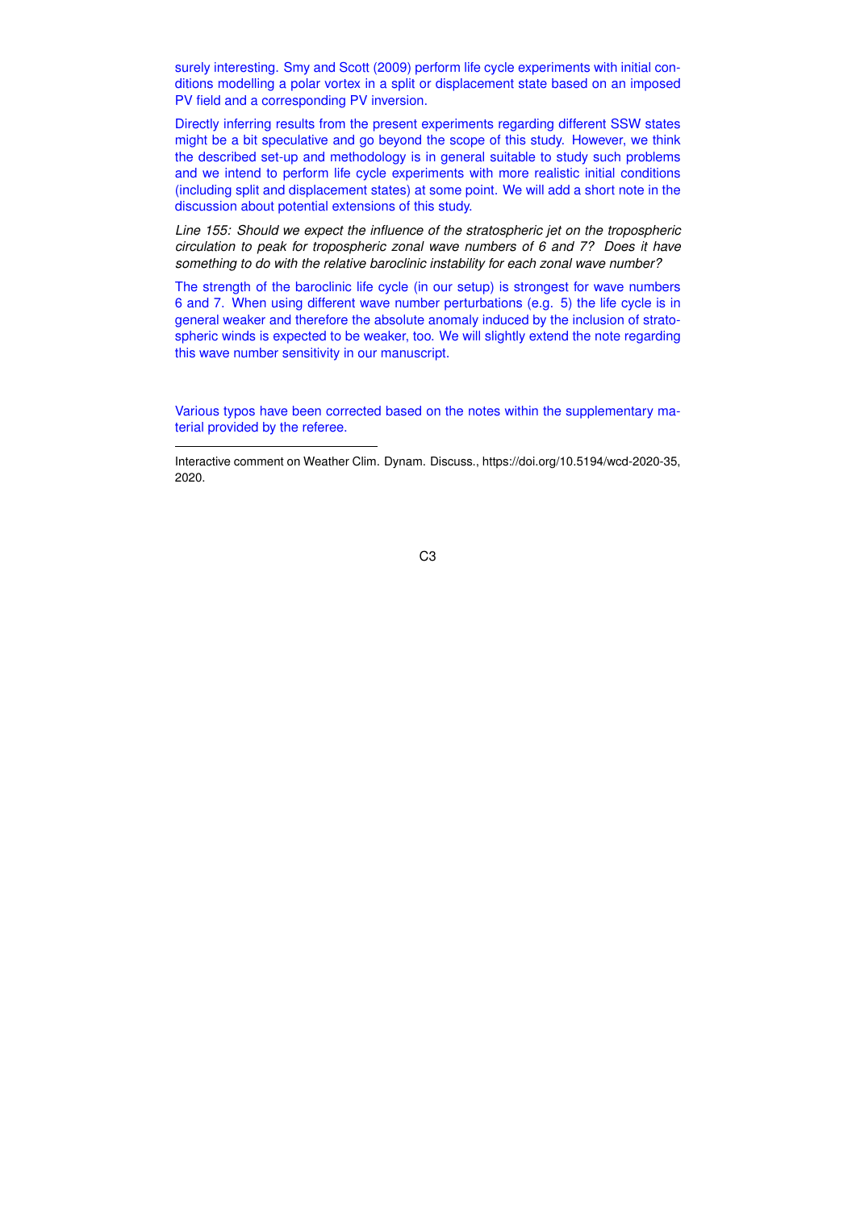surely interesting. Smy and Scott (2009) perform life cycle experiments with initial conditions modelling a polar vortex in a split or displacement state based on an imposed PV field and a corresponding PV inversion.

Directly inferring results from the present experiments regarding different SSW states might be a bit speculative and go beyond the scope of this study. However, we think the described set-up and methodology is in general suitable to study such problems and we intend to perform life cycle experiments with more realistic initial conditions (including split and displacement states) at some point. We will add a short note in the discussion about potential extensions of this study.

*Line 155: Should we expect the influence of the stratospheric jet on the tropospheric circulation to peak for tropospheric zonal wave numbers of 6 and 7? Does it have something to do with the relative baroclinic instability for each zonal wave number?*

The strength of the baroclinic life cycle (in our setup) is strongest for wave numbers 6 and 7. When using different wave number perturbations (e.g. 5) the life cycle is in general weaker and therefore the absolute anomaly induced by the inclusion of stratospheric winds is expected to be weaker, too. We will slightly extend the note regarding this wave number sensitivity in our manuscript.

Various typos have been corrected based on the notes within the supplementary material provided by the referee.

---

Interactive comment on Weather Clim. Dynam. Discuss., https://doi.org/10.5194/wcd-2020-35, 2020.